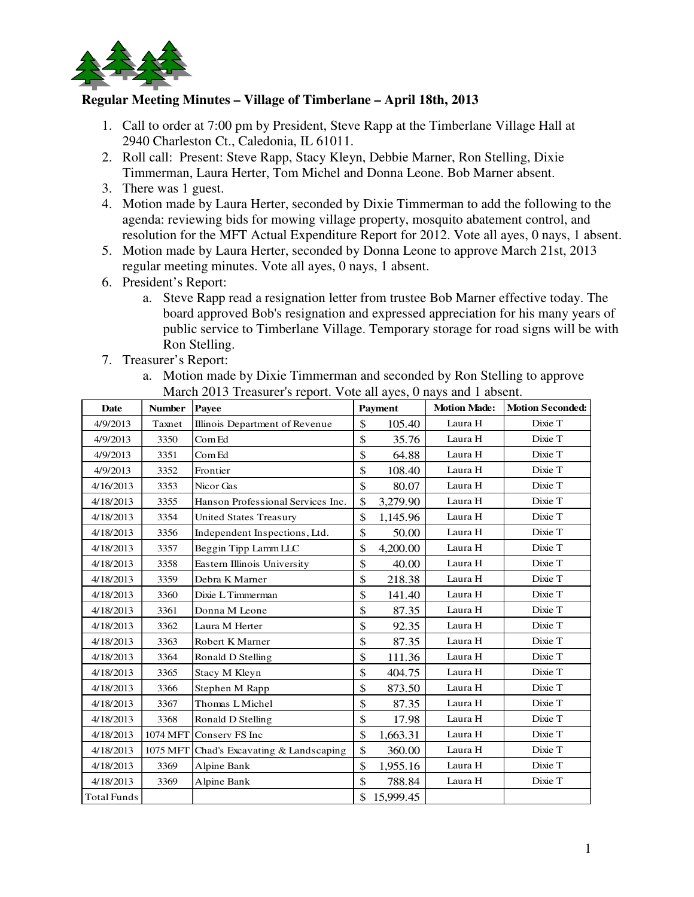**Regular Meeting Minutes – Village of Timberlane – April 18th, 2013**

1. Call to order at 7:00 pm by President, Steve Rapp at the Timberlane Village Hall at 2940 Charleston Ct., Caledonia, IL 61011.
2. Roll call: Present: Steve Rapp, Stacy Kleyn, Debbie Marner, Ron Stelling, Dixie Timmerman, Laura Herter, Tom Michel and Donna Leone. Bob Marner absent.
3. There was 1 guest.
4. Motion made by Laura Herter, seconded by Dixie Timmerman to add the following to the agenda: reviewing bids for mowing village property, mosquito abatement control, and resolution for the MFT Actual Expenditure Report for 2012. Vote all ayes, 0 nays, 1 absent.
5. Motion made by Laura Herter, seconded by Donna Leone to approve March 21st, 2013 regular meeting minutes. Vote all ayes, 0 nays, 1 absent.
6. President's Report:
   a. Steve Rapp read a resignation letter from trustee Bob Marner effective today. The board approved Bob's resignation and expressed appreciation for his many years of public service to Timberlane Village. Temporary storage for road signs will be with Ron Stelling.
7. Treasurer's Report:
   a. Motion made by Dixie Timmerman and seconded by Ron Stelling to approve March 2013 Treasurer's report. Vote all ayes, 0 nays and 1 absent.

| Date | Number | Payee | Payment | Motion Made: | Motion Seconded: |
|---|---|---|---|---|---|
| 4/9/2013 | Taxnet | Illinois Department of Revenue | $ 105.40 | Laura H | Dixie T |
| 4/9/2013 | 3350 | Com Ed | $ 35.76 | Laura H | Dixie T |
| 4/9/2013 | 3351 | Com Ed | $ 64.88 | Laura H | Dixie T |
| 4/9/2013 | 3352 | Frontier | $ 108.40 | Laura H | Dixie T |
| 4/16/2013 | 3353 | Nicor Gas | $ 80.07 | Laura H | Dixie T |
| 4/18/2013 | 3355 | Hanson Professional Services Inc. | $ 3,279.90 | Laura H | Dixie T |
| 4/18/2013 | 3354 | United States Treasury | $ 1,145.96 | Laura H | Dixie T |
| 4/18/2013 | 3356 | Independent Inspections, Ltd. | $ 50.00 | Laura H | Dixie T |
| 4/18/2013 | 3357 | Beggin Tipp Lamm LLC | $ 4,200.00 | Laura H | Dixie T |
| 4/18/2013 | 3358 | Eastern Illinois University | $ 40.00 | Laura H | Dixie T |
| 4/18/2013 | 3359 | Debra K Marner | $ 218.38 | Laura H | Dixie T |
| 4/18/2013 | 3360 | Dixie L Timmerman | $ 141.40 | Laura H | Dixie T |
| 4/18/2013 | 3361 | Donna M Leone | $ 87.35 | Laura H | Dixie T |
| 4/18/2013 | 3362 | Laura M Herter | $ 92.35 | Laura H | Dixie T |
| 4/18/2013 | 3363 | Robert K Marner | $ 87.35 | Laura H | Dixie T |
| 4/18/2013 | 3364 | Ronald D Stelling | $ 111.36 | Laura H | Dixie T |
| 4/18/2013 | 3365 | Stacy M Kleyn | $ 404.75 | Laura H | Dixie T |
| 4/18/2013 | 3366 | Stephen M Rapp | $ 873.50 | Laura H | Dixie T |
| 4/18/2013 | 3367 | Thomas L Michel | $ 87.35 | Laura H | Dixie T |
| 4/18/2013 | 3368 | Ronald D Stelling | $ 17.98 | Laura H | Dixie T |
| 4/18/2013 | 1074 MFT | Conserv FS Inc | $ 1,663.31 | Laura H | Dixie T |
| 4/18/2013 | 1075 MFT | Chad's Excavating & Landscaping | $ 360.00 | Laura H | Dixie T |
| 4/18/2013 | 3369 | Alpine Bank | $ 1,955.16 | Laura H | Dixie T |
| 4/18/2013 | 3369 | Alpine Bank | $ 788.84 | Laura H | Dixie T |
| Total Funds | | | $ 15,999.45 | | |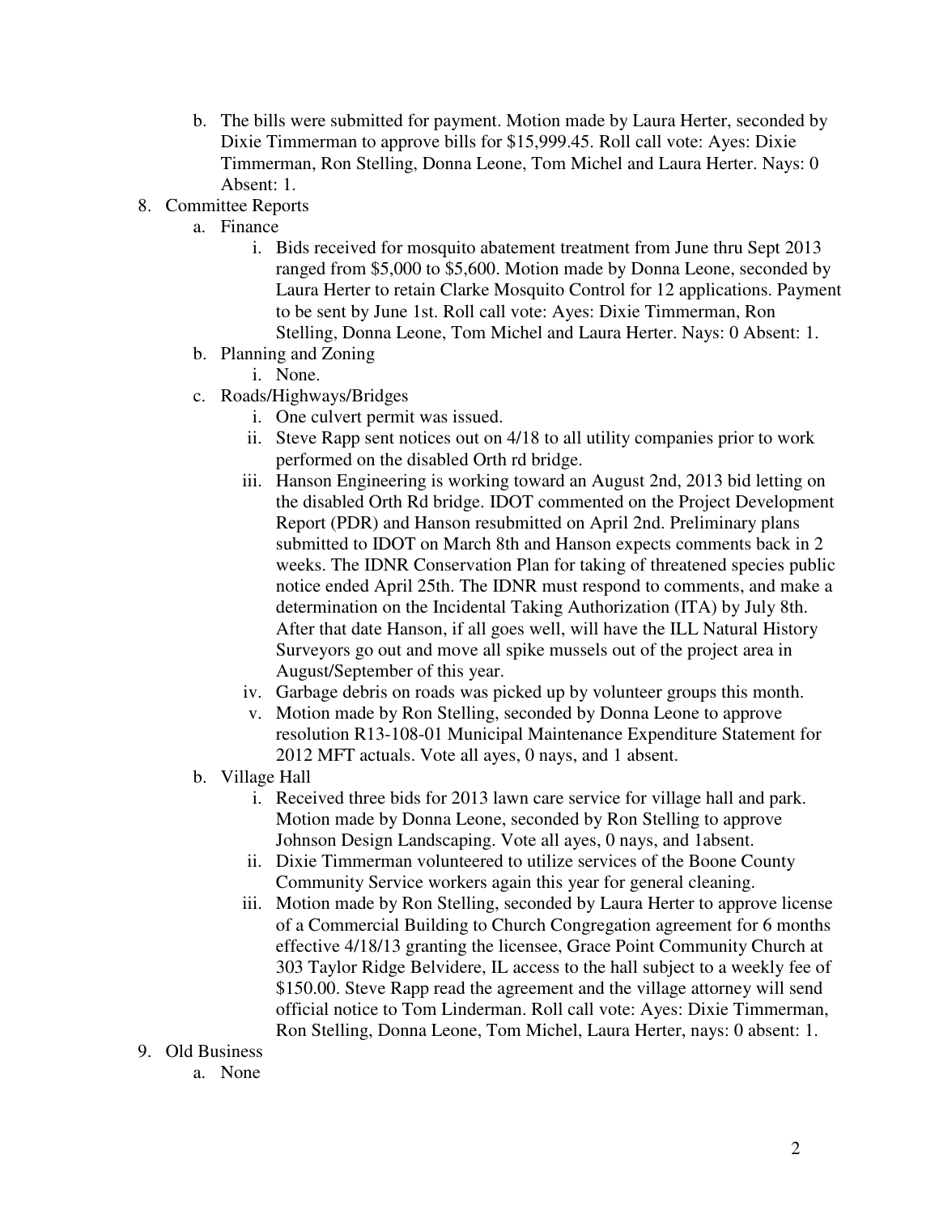b. The bills were submitted for payment. Motion made by Laura Herter, seconded by Dixie Timmerman to approve bills for $15,999.45. Roll call vote: Ayes: Dixie Timmerman, Ron Stelling, Donna Leone, Tom Michel and Laura Herter. Nays: 0 Absent: 1.

8. Committee Reports
   a. Finance
      i. Bids received for mosquito abatement treatment from June thru Sept 2013 ranged from $5,000 to $5,600. Motion made by Donna Leone, seconded by Laura Herter to retain Clarke Mosquito Control for 12 applications. Payment to be sent by June 1st. Roll call vote: Ayes: Dixie Timmerman, Ron Stelling, Donna Leone, Tom Michel and Laura Herter. Nays: 0 Absent: 1.
   b. Planning and Zoning
      i. None.
   c. Roads/Highways/Bridges
      i. One culvert permit was issued.
      ii. Steve Rapp sent notices out on 4/18 to all utility companies prior to work performed on the disabled Orth rd bridge.
      iii. Hanson Engineering is working toward an August 2nd, 2013 bid letting on the disabled Orth Rd bridge. IDOT commented on the Project Development Report (PDR) and Hanson resubmitted on April 2nd. Preliminary plans submitted to IDOT on March 8th and Hanson expects comments back in 2 weeks. The IDNR Conservation Plan for taking of threatened species public notice ended April 25th. The IDNR must respond to comments, and make a determination on the Incidental Taking Authorization (ITA) by July 8th. After that date Hanson, if all goes well, will have the ILL Natural History Surveyors go out and move all spike mussels out of the project area in August/September of this year.
      iv. Garbage debris on roads was picked up by volunteer groups this month.
      v. Motion made by Ron Stelling, seconded by Donna Leone to approve resolution R13-108-01 Municipal Maintenance Expenditure Statement for 2012 MFT actuals. Vote all ayes, 0 nays, and 1 absent.
   b. Village Hall
      i. Received three bids for 2013 lawn care service for village hall and park. Motion made by Donna Leone, seconded by Ron Stelling to approve Johnson Design Landscaping. Vote all ayes, 0 nays, and 1absent.
      ii. Dixie Timmerman volunteered to utilize services of the Boone County Community Service workers again this year for general cleaning.
      iii. Motion made by Ron Stelling, seconded by Laura Herter to approve license of a Commercial Building to Church Congregation agreement for 6 months effective 4/18/13 granting the licensee, Grace Point Community Church at 303 Taylor Ridge Belvidere, IL access to the hall subject to a weekly fee of $150.00. Steve Rapp read the agreement and the village attorney will send official notice to Tom Linderman. Roll call vote: Ayes: Dixie Timmerman, Ron Stelling, Donna Leone, Tom Michel, Laura Herter, nays: 0 absent: 1.

9. Old Business
   a. None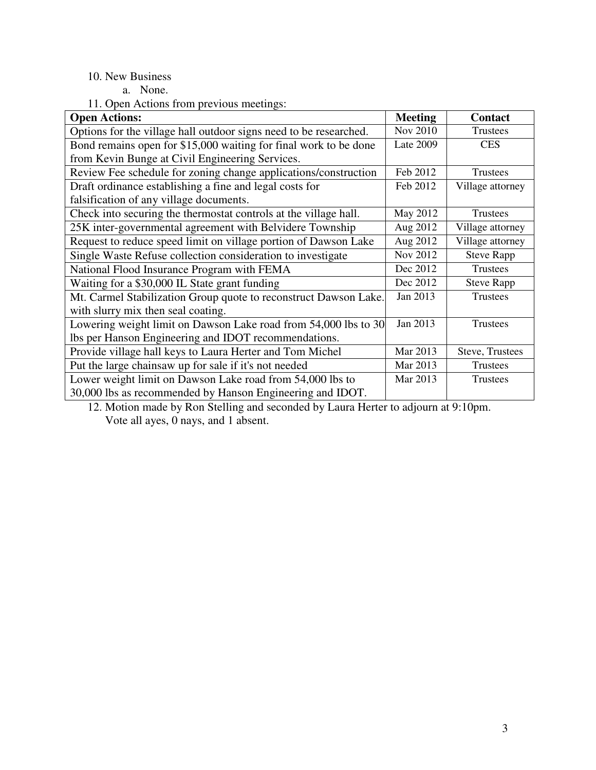10. New Business
    a. None.

11. Open Actions from previous meetings:

| **Open Actions:** | **Meeting** | **Contact** |
|---|---|---|
| Options for the village hall outdoor signs need to be researched. | Nov 2010 | Trustees |
| Bond remains open for $15,000 waiting for final work to be done from Kevin Bunge at Civil Engineering Services. | Late 2009 | CES |
| Review Fee schedule for zoning change applications/construction | Feb 2012 | Trustees |
| Draft ordinance establishing a fine and legal costs for falsification of any village documents. | Feb 2012 | Village attorney |
| Check into securing the thermostat controls at the village hall. | May 2012 | Trustees |
| 25K inter-governmental agreement with Belvidere Township | Aug 2012 | Village attorney |
| Request to reduce speed limit on village portion of Dawson Lake | Aug 2012 | Village attorney |
| Single Waste Refuse collection consideration to investigate | Nov 2012 | Steve Rapp |
| National Flood Insurance Program with FEMA | Dec 2012 | Trustees |
| Waiting for a $30,000 IL State grant funding | Dec 2012 | Steve Rapp |
| Mt. Carmel Stabilization Group quote to reconstruct Dawson Lake. with slurry mix then seal coating. | Jan 2013 | Trustees |
| Lowering weight limit on Dawson Lake road from 54,000 lbs to 30 lbs per Hanson Engineering and IDOT recommendations. | Jan 2013 | Trustees |
| Provide village hall keys to Laura Herter and Tom Michel | Mar 2013 | Steve, Trustees |
| Put the large chainsaw up for sale if it's not needed | Mar 2013 | Trustees |
| Lower weight limit on Dawson Lake road from 54,000 lbs to 30,000 lbs as recommended by Hanson Engineering and IDOT. | Mar 2013 | Trustees |

12. Motion made by Ron Stelling and seconded by Laura Herter to adjourn at 9:10pm. Vote all ayes, 0 nays, and 1 absent.